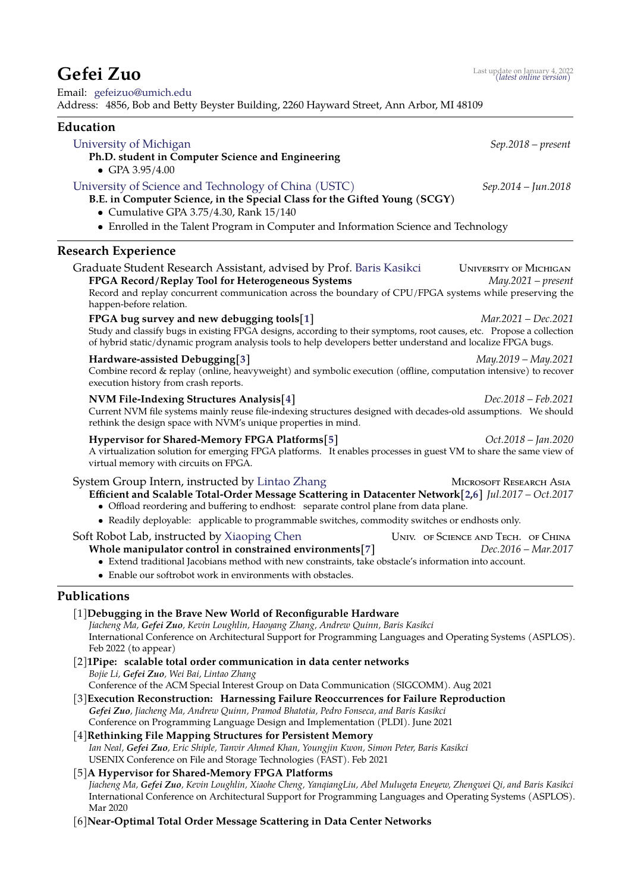# Gefei Zuo

Last update on January 4, 2022 (*latest online version*)

Email: gefeizuo@umich.edu
Address: 4856, Bob and Betty Beyster Building, 2260 Hayward Street, Ann Arbor, MI 48109

## Education

**University of Michigan** — *Sep.2018 – present*
**Ph.D. student in Computer Science and Engineering**
- GPA 3.95/4.00

**University of Science and Technology of China (USTC)** — *Sep.2014 – Jun.2018*
**B.E. in Computer Science, in the Special Class for the Gifted Young (SCGY)**
- Cumulative GPA 3.75/4.30, Rank 15/140
- Enrolled in the Talent Program in Computer and Information Science and Technology

## Research Experience

**Graduate Student Research Assistant, advised by Prof. Baris Kasikci** — University of Michigan

**FPGA Record/Replay Tool for Heterogeneous Systems** — *May.2021 – present*
Record and replay concurrent communication across the boundary of CPU/FPGA systems while preserving the happen-before relation.

**FPGA bug survey and new debugging tools[1]** — *Mar.2021 – Dec.2021*
Study and classify bugs in existing FPGA designs, according to their symptoms, root causes, etc. Propose a collection of hybrid static/dynamic program analysis tools to help developers better understand and localize FPGA bugs.

**Hardware-assisted Debugging[3]** — *May.2019 – May.2021*
Combine record & replay (online, heavyweight) and symbolic execution (offline, computation intensive) to recover execution history from crash reports.

**NVM File-Indexing Structures Analysis[4]** — *Dec.2018 – Feb.2021*
Current NVM file systems mainly reuse file-indexing structures designed with decades-old assumptions. We should rethink the design space with NVM's unique properties in mind.

**Hypervisor for Shared-Memory FPGA Platforms[5]** — *Oct.2018 – Jan.2020*
A virtualization solution for emerging FPGA platforms. It enables processes in guest VM to share the same view of virtual memory with circuits on FPGA.

**System Group Intern, instructed by Lintao Zhang** — Microsoft Research Asia

**Efficient and Scalable Total-Order Message Scattering in Datacenter Network[2,6]** — *Jul.2017 – Oct.2017*
- Offload reordering and buffering to endhost: separate control plane from data plane.
- Readily deployable: applicable to programmable switches, commodity switches or endhosts only.

**Soft Robot Lab, instructed by Xiaoping Chen** — Univ. of Science and Tech. of China

**Whole manipulator control in constrained environments[7]** — *Dec.2016 – Mar.2017*
- Extend traditional Jacobians method with new constraints, take obstacle's information into account.
- Enable our softrobot work in environments with obstacles.

## Publications

[1] **Debugging in the Brave New World of Reconfigurable Hardware**
*Jiacheng Ma, **Gefei Zuo**, Kevin Loughlin, Haoyang Zhang, Andrew Quinn, Baris Kasikci*
International Conference on Architectural Support for Programming Languages and Operating Systems (ASPLOS). Feb 2022 (to appear)

[2] **1Pipe: scalable total order communication in data center networks**
*Bojie Li, **Gefei Zuo**, Wei Bai, Lintao Zhang*
Conference of the ACM Special Interest Group on Data Communication (SIGCOMM). Aug 2021

[3] **Execution Reconstruction: Harnessing Failure Reoccurrences for Failure Reproduction**
***Gefei Zuo**, Jiacheng Ma, Andrew Quinn, Pramod Bhatotia, Pedro Fonseca, and Baris Kasikci*
Conference on Programming Language Design and Implementation (PLDI). June 2021

[4] **Rethinking File Mapping Structures for Persistent Memory**
*Ian Neal, **Gefei Zuo**, Eric Shiple, Tanvir Ahmed Khan, Youngjin Kwon, Simon Peter, Baris Kasikci*
USENIX Conference on File and Storage Technologies (FAST). Feb 2021

[5] **A Hypervisor for Shared-Memory FPGA Platforms**
*Jiacheng Ma, **Gefei Zuo**, Kevin Loughlin, Xiaohe Cheng, YanqiangLiu, Abel Mulugeta Eneyew, Zhengwei Qi, and Baris Kasikci*
International Conference on Architectural Support for Programming Languages and Operating Systems (ASPLOS). Mar 2020

[6] **Near-Optimal Total Order Message Scattering in Data Center Networks**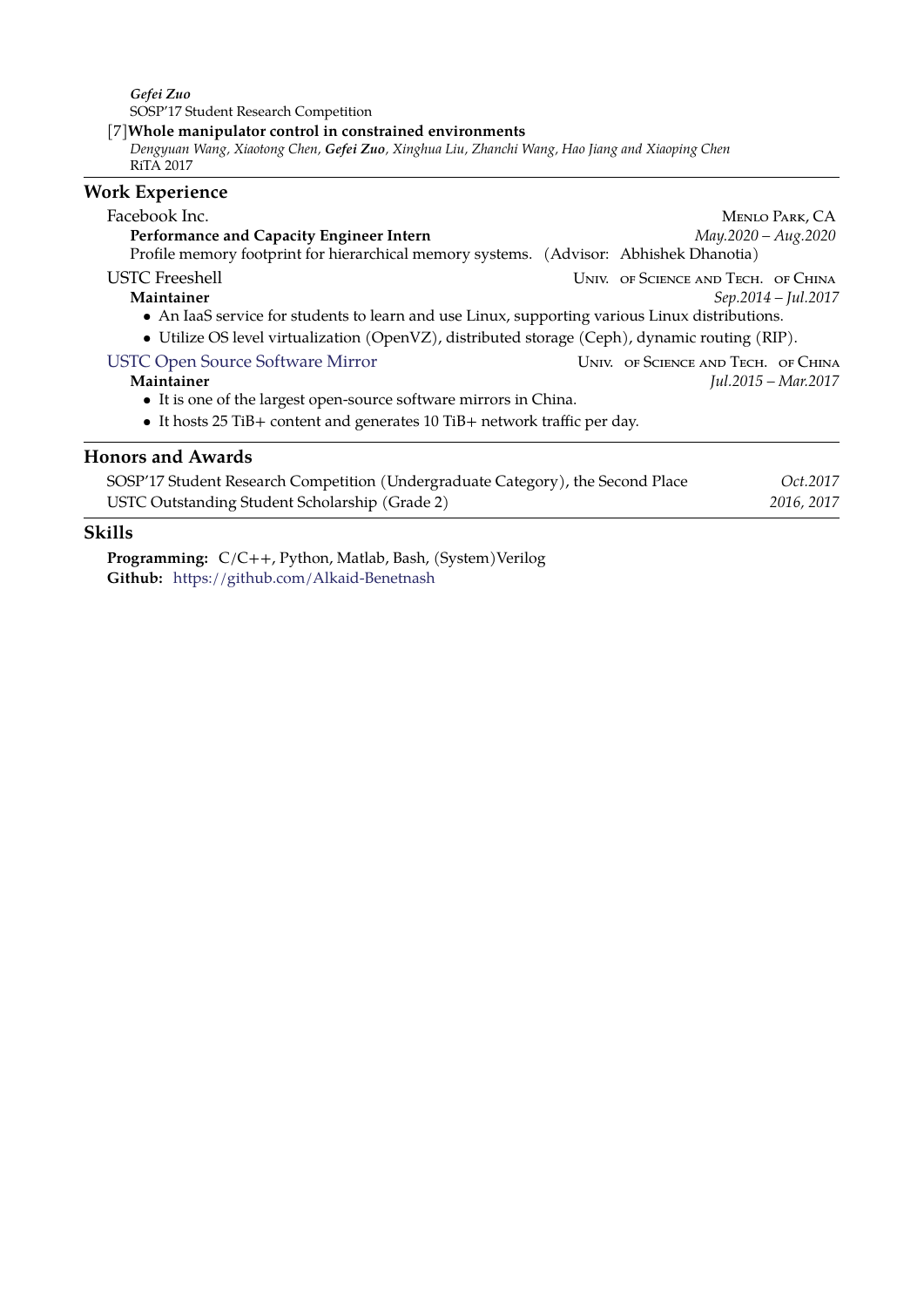*Gefei Zuo*
SOSP'17 Student Research Competition

[7] **Whole manipulator control in constrained environments**
*Dengyuan Wang, Xiaotong Chen, **Gefei Zuo**, Xinghua Liu, Zhanchi Wang, Hao Jiang and Xiaoping Chen*
RiTA 2017

## Work Experience

Facebook Inc. — Menlo Park, CA
**Performance and Capacity Engineer Intern** — *May.2020 – Aug.2020*
Profile memory footprint for hierarchical memory systems. (Advisor: Abhishek Dhanotia)

USTC Freeshell — Univ. of Science and Tech. of China
**Maintainer** — *Sep.2014 – Jul.2017*
- An IaaS service for students to learn and use Linux, supporting various Linux distributions.
- Utilize OS level virtualization (OpenVZ), distributed storage (Ceph), dynamic routing (RIP).

USTC Open Source Software Mirror — Univ. of Science and Tech. of China
**Maintainer** — *Jul.2015 – Mar.2017*
- It is one of the largest open-source software mirrors in China.
- It hosts 25 TiB+ content and generates 10 TiB+ network traffic per day.

## Honors and Awards

SOSP'17 Student Research Competition (Undergraduate Category), the Second Place — *Oct.2017*
USTC Outstanding Student Scholarship (Grade 2) — *2016, 2017*

## Skills

**Programming:** C/C++, Python, Matlab, Bash, (System)Verilog
**Github:** https://github.com/Alkaid-Benetnash